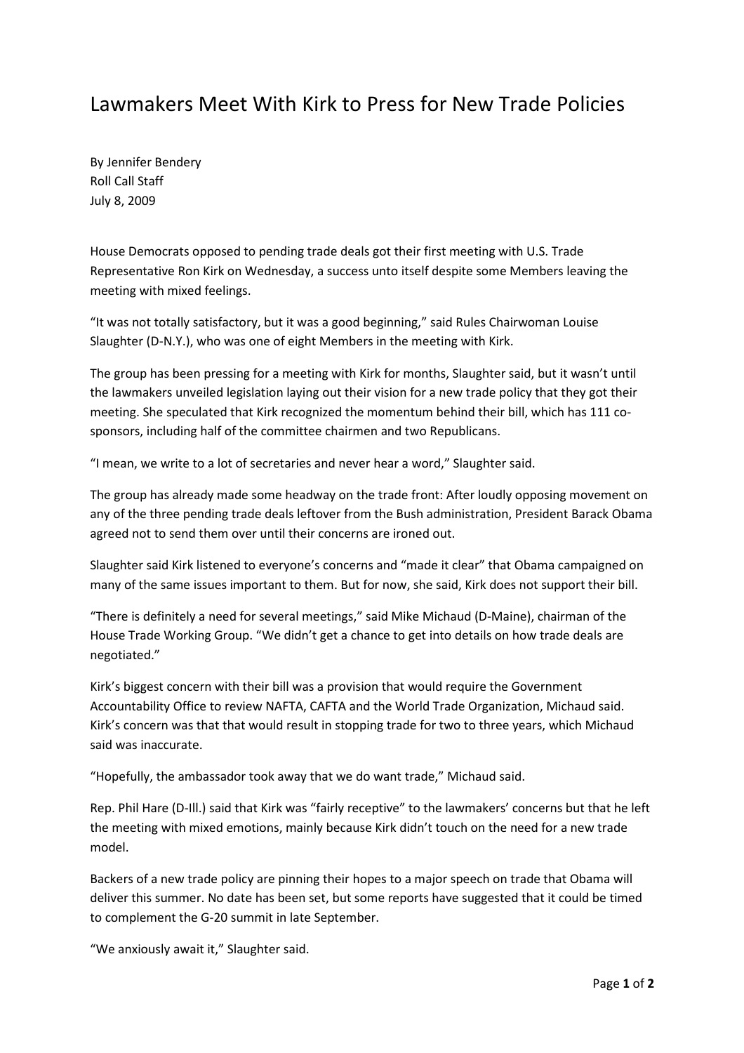# Lawmakers Meet With Kirk to Press for New Trade Policies

By Jennifer Bendery
Roll Call Staff
July 8, 2009

House Democrats opposed to pending trade deals got their first meeting with U.S. Trade Representative Ron Kirk on Wednesday, a success unto itself despite some Members leaving the meeting with mixed feelings.

"It was not totally satisfactory, but it was a good beginning," said Rules Chairwoman Louise Slaughter (D-N.Y.), who was one of eight Members in the meeting with Kirk.

The group has been pressing for a meeting with Kirk for months, Slaughter said, but it wasn't until the lawmakers unveiled legislation laying out their vision for a new trade policy that they got their meeting. She speculated that Kirk recognized the momentum behind their bill, which has 111 co-sponsors, including half of the committee chairmen and two Republicans.

"I mean, we write to a lot of secretaries and never hear a word," Slaughter said.

The group has already made some headway on the trade front: After loudly opposing movement on any of the three pending trade deals leftover from the Bush administration, President Barack Obama agreed not to send them over until their concerns are ironed out.

Slaughter said Kirk listened to everyone's concerns and "made it clear" that Obama campaigned on many of the same issues important to them. But for now, she said, Kirk does not support their bill.

"There is definitely a need for several meetings," said Mike Michaud (D-Maine), chairman of the House Trade Working Group. "We didn't get a chance to get into details on how trade deals are negotiated."

Kirk's biggest concern with their bill was a provision that would require the Government Accountability Office to review NAFTA, CAFTA and the World Trade Organization, Michaud said. Kirk's concern was that that would result in stopping trade for two to three years, which Michaud said was inaccurate.

"Hopefully, the ambassador took away that we do want trade," Michaud said.

Rep. Phil Hare (D-Ill.) said that Kirk was "fairly receptive" to the lawmakers' concerns but that he left the meeting with mixed emotions, mainly because Kirk didn't touch on the need for a new trade model.

Backers of a new trade policy are pinning their hopes to a major speech on trade that Obama will deliver this summer. No date has been set, but some reports have suggested that it could be timed to complement the G-20 summit in late September.

"We anxiously await it," Slaughter said.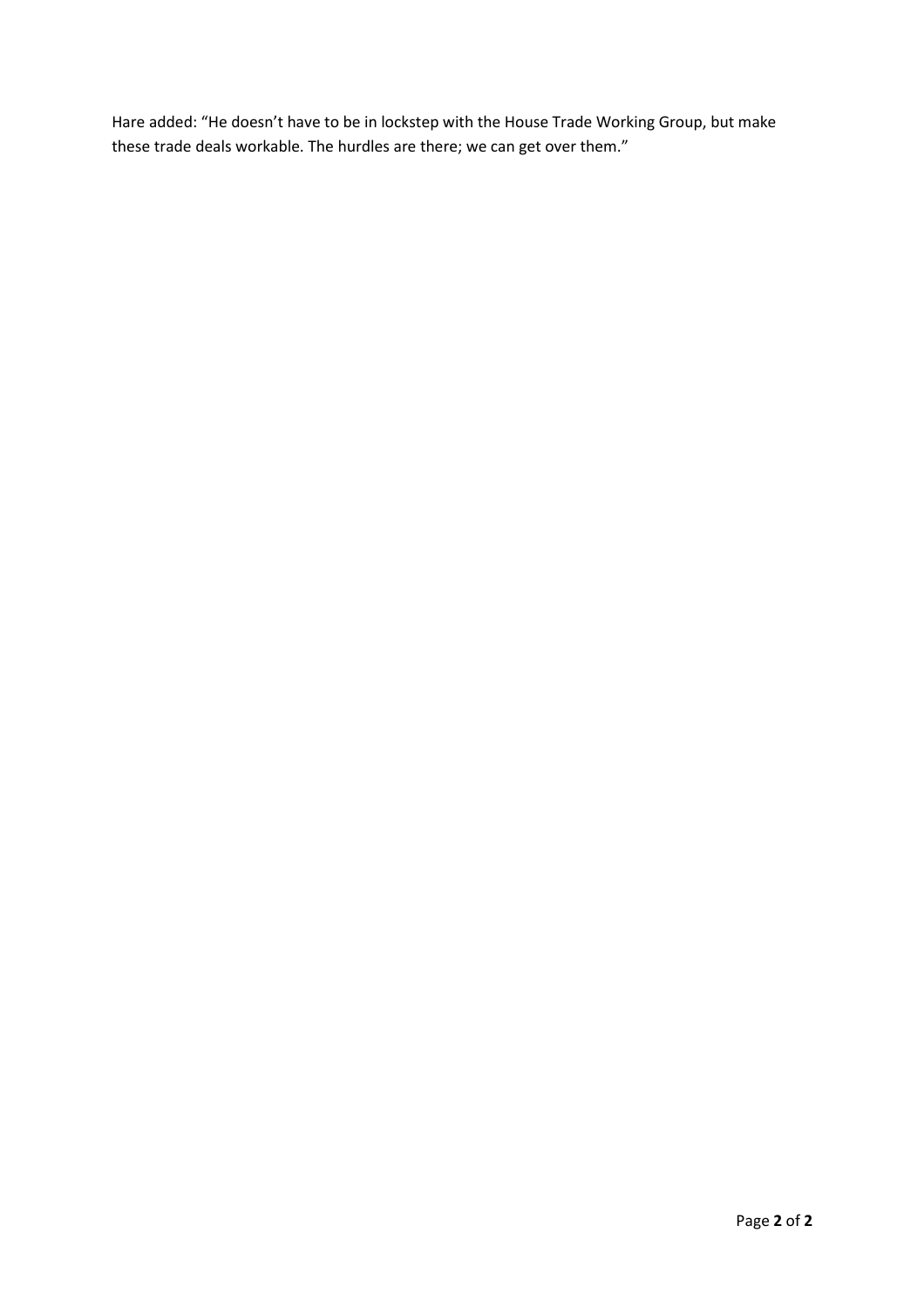Hare added: “He doesn’t have to be in lockstep with the House Trade Working Group, but make these trade deals workable. The hurdles are there; we can get over them.”